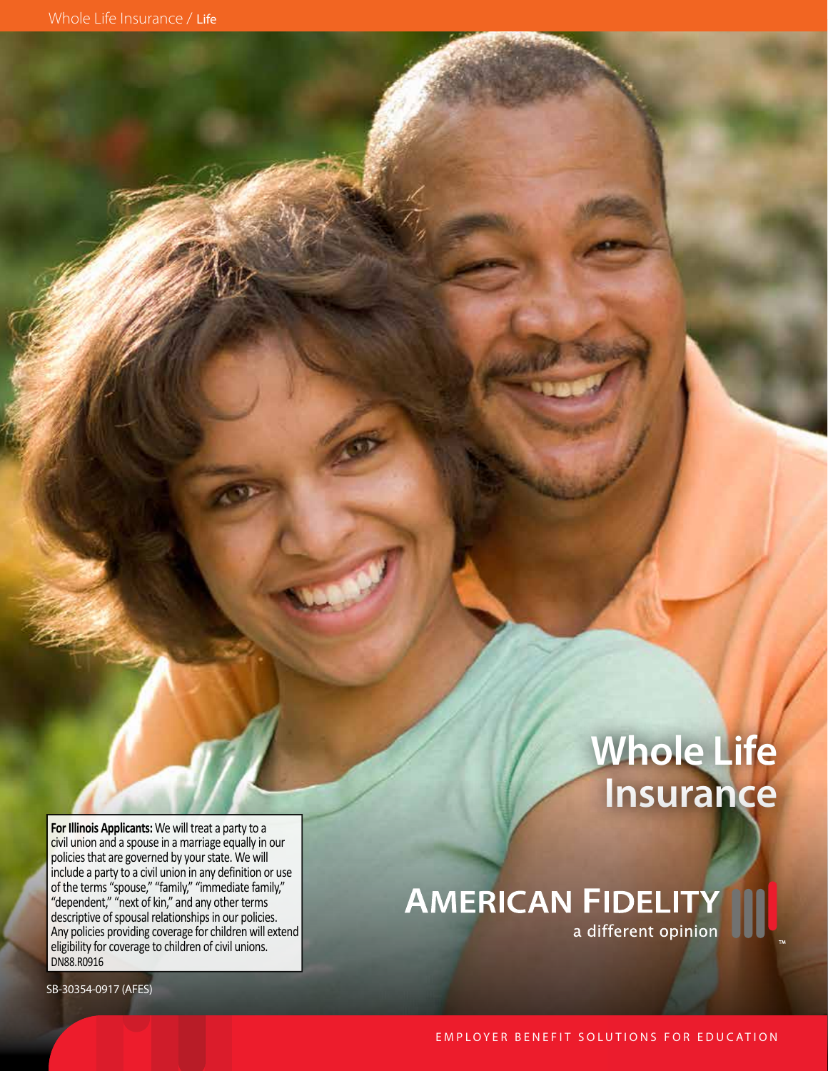Whole Life Insurance / Life

# Whole Life Insurance

**AMERICAN FIDELITY**
a different opinion™

**For Illinois Applicants:** We will treat a party to a civil union and a spouse in a marriage equally in our policies that are governed by your state. We will include a party to a civil union in any definition or use of the terms "spouse," "family," "immediate family," "dependent," "next of kin," and any other terms descriptive of spousal relationships in our policies. Any policies providing coverage for children will extend eligibility for coverage to children of civil unions.
DN88.R0916

SB-30354-0917 (AFES)

EMPLOYER BENEFIT SOLUTIONS FOR EDUCATION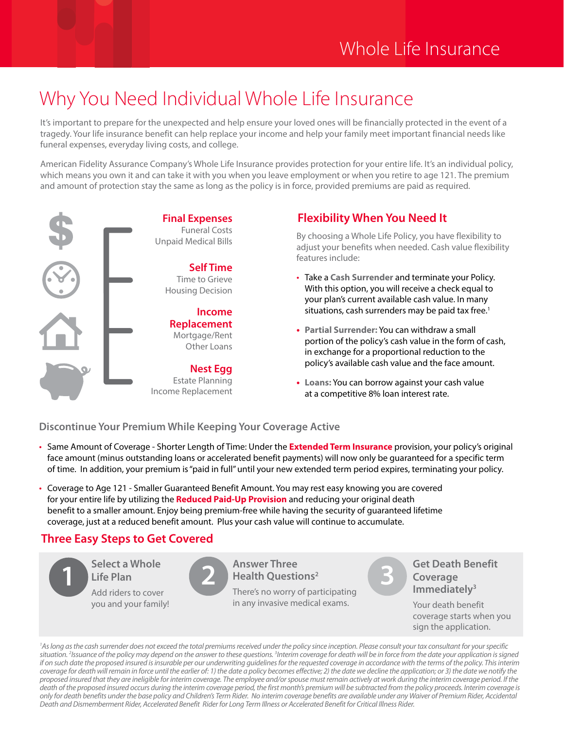Whole Life Insurance

# Why You Need Individual Whole Life Insurance

It's important to prepare for the unexpected and help ensure your loved ones will be financially protected in the event of a tragedy. Your life insurance benefit can help replace your income and help your family meet important financial needs like funeral expenses, everyday living costs, and college.

American Fidelity Assurance Company's Whole Life Insurance provides protection for your entire life. It's an individual policy, which means you own it and can take it with you when you leave employment or when you retire to age 121. The premium and amount of protection stay the same as long as the policy is in force, provided premiums are paid as required.

**Final Expenses**
Funeral Costs
Unpaid Medical Bills

**Self Time**
Time to Grieve
Housing Decision

**Income Replacement**
Mortgage/Rent
Other Loans

**Nest Egg**
Estate Planning
Income Replacement

## Flexibility When You Need It

By choosing a Whole Life Policy, you have flexibility to adjust your benefits when needed. Cash value flexibility features include:

- Take a **Cash Surrender** and terminate your Policy. With this option, you will receive a check equal to your plan's current available cash value. In many situations, cash surrenders may be paid tax free.[1]
- **Partial Surrender:** You can withdraw a small portion of the policy's cash value in the form of cash, in exchange for a proportional reduction to the policy's available cash value and the face amount.
- **Loans:** You can borrow against your cash value at a competitive 8% loan interest rate.

### Discontinue Your Premium While Keeping Your Coverage Active

- Same Amount of Coverage - Shorter Length of Time: Under the **Extended Term Insurance** provision, your policy's original face amount (minus outstanding loans or accelerated benefit payments) will now only be guaranteed for a specific term of time. In addition, your premium is "paid in full" until your new extended term period expires, terminating your policy.
- Coverage to Age 121 - Smaller Guaranteed Benefit Amount. You may rest easy knowing you are covered for your entire life by utilizing the **Reduced Paid-Up Provision** and reducing your original death benefit to a smaller amount. Enjoy being premium-free while having the security of guaranteed lifetime coverage, just at a reduced benefit amount. Plus your cash value will continue to accumulate.

## Three Easy Steps to Get Covered

**1 Select a Whole Life Plan**
Add riders to cover you and your family!

**2 Answer Three Health Questions[2]**
There's no worry of participating in any invasive medical exams.

**3 Get Death Benefit Coverage Immediately[3]**
Your death benefit coverage starts when you sign the application.

*[1]As long as the cash surrender does not exceed the total premiums received under the policy since inception. Please consult your tax consultant for your specific situation. [2]Issuance of the policy may depend on the answer to these questions. [3]Interim coverage for death will be in force from the date your application is signed if on such date the proposed insured is insurable per our underwriting guidelines for the requested coverage in accordance with the terms of the policy. This interim coverage for death will remain in force until the earlier of: 1) the date a policy becomes effective; 2) the date we decline the application; or 3) the date we notify the proposed insured that they are ineligible for interim coverage. The employee and/or spouse must remain actively at work during the interim coverage period. If the death of the proposed insured occurs during the interim coverage period, the first month's premium will be subtracted from the policy proceeds. Interim coverage is only for death benefits under the base policy and Children's Term Rider. No interim coverage benefits are available under any Waiver of Premium Rider, Accidental Death and Dismemberment Rider, Accelerated Benefit Rider for Long Term Illness or Accelerated Benefit for Critical Illness Rider.*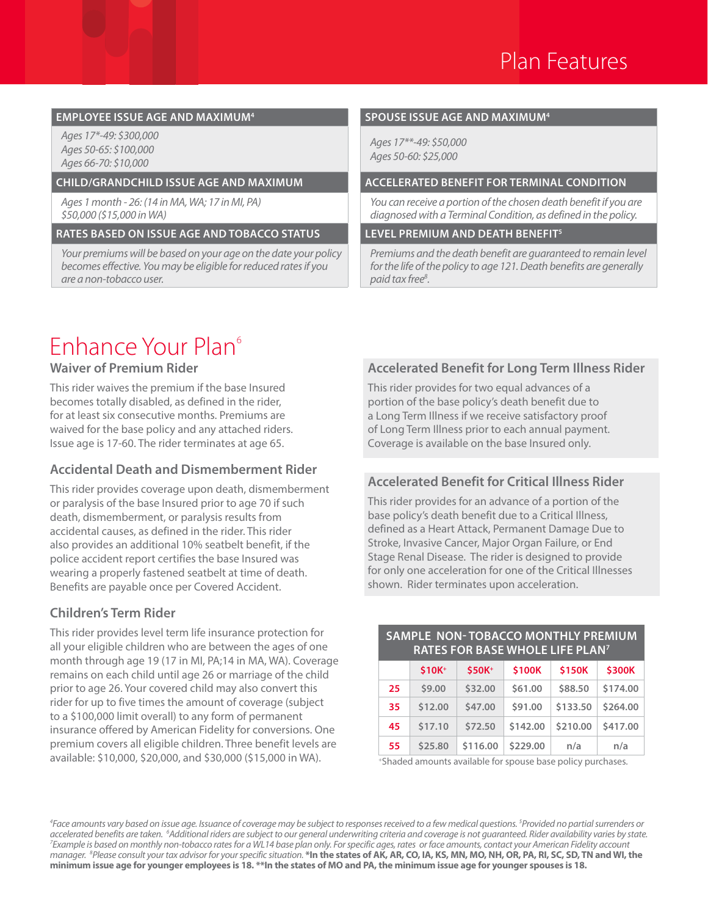# Plan Features

**EMPLOYEE ISSUE AGE AND MAXIMUM[4]**

*Ages 17*-49: $300,000*
*Ages 50-65: $100,000*
*Ages 66-70: $10,000*

**SPOUSE ISSUE AGE AND MAXIMUM[4]**

*Ages 17**-49: $50,000*
*Ages 50-60: $25,000*

**CHILD/GRANDCHILD ISSUE AGE AND MAXIMUM**

*Ages 1 month - 26: (14 in MA, WA; 17 in MI, PA)*
*$50,000 ($15,000 in WA)*

**ACCELERATED BENEFIT FOR TERMINAL CONDITION**

*You can receive a portion of the chosen death benefit if you are diagnosed with a Terminal Condition, as defined in the policy.*

**RATES BASED ON ISSUE AGE AND TOBACCO STATUS**

*Your premiums will be based on your age on the date your policy becomes effective. You may be eligible for reduced rates if you are a non-tobacco user.*

**LEVEL PREMIUM AND DEATH BENEFIT[5]**

*Premiums and the death benefit are guaranteed to remain level for the life of the policy to age 121. Death benefits are generally paid tax free[8].*

## Enhance Your Plan[6]

### Waiver of Premium Rider

This rider waives the premium if the base Insured becomes totally disabled, as defined in the rider, for at least six consecutive months. Premiums are waived for the base policy and any attached riders. Issue age is 17-60. The rider terminates at age 65.

### Accidental Death and Dismemberment Rider

This rider provides coverage upon death, dismemberment or paralysis of the base Insured prior to age 70 if such death, dismemberment, or paralysis results from accidental causes, as defined in the rider. This rider also provides an additional 10% seatbelt benefit, if the police accident report certifies the base Insured was wearing a properly fastened seatbelt at time of death. Benefits are payable once per Covered Accident.

### Children's Term Rider

This rider provides level term life insurance protection for all your eligible children who are between the ages of one month through age 19 (17 in MI, PA;14 in MA, WA). Coverage remains on each child until age 26 or marriage of the child prior to age 26. Your covered child may also convert this rider for up to five times the amount of coverage (subject to a $100,000 limit overall) to any form of permanent insurance offered by American Fidelity for conversions. One premium covers all eligible children. Three benefit levels are available: $10,000, $20,000, and $30,000 ($15,000 in WA).

### Accelerated Benefit for Long Term Illness Rider

This rider provides for two equal advances of a portion of the base policy's death benefit due to a Long Term Illness if we receive satisfactory proof of Long Term Illness prior to each annual payment. Coverage is available on the base Insured only.

### Accelerated Benefit for Critical Illness Rider

This rider provides for an advance of a portion of the base policy's death benefit due to a Critical Illness, defined as a Heart Attack, Permanent Damage Due to Stroke, Invasive Cancer, Major Organ Failure, or End Stage Renal Disease. The rider is designed to provide for only one acceleration for one of the Critical Illnesses shown. Rider terminates upon acceleration.

**SAMPLE NON-TOBACCO MONTHLY PREMIUM RATES FOR BASE WHOLE LIFE PLAN[7]**

| | $10K+ | $50K+ | $100K | $150K | $300K |
|---|---|---|---|---|---|
| 25 | $9.00 | $32.00 | $61.00 | $88.50 | $174.00 |
| 35 | $12.00 | $47.00 | $91.00 | $133.50 | $264.00 |
| 45 | $17.10 | $72.50 | $142.00 | $210.00 | $417.00 |
| 55 | $25.80 | $116.00 | $229.00 | n/a | n/a |

+Shaded amounts available for spouse base policy purchases.

*[4]Face amounts vary based on issue age. Issuance of coverage may be subject to responses received to a few medical questions. [5]Provided no partial surrenders or accelerated benefits are taken. [6]Additional riders are subject to our general underwriting criteria and coverage is not guaranteed. Rider availability varies by state. [7]Example is based on monthly non-tobacco rates for a WL14 base plan only. For specific ages, rates or face amounts, contact your American Fidelity account manager. [8]Please consult your tax advisor for your specific situation.* **\*In the states of AK, AR, CO, IA, KS, MN, MO, NH, OR, PA, RI, SC, SD, TN and WI, the minimum issue age for younger employees is 18. \*\*In the states of MO and PA, the minimum issue age for younger spouses is 18.**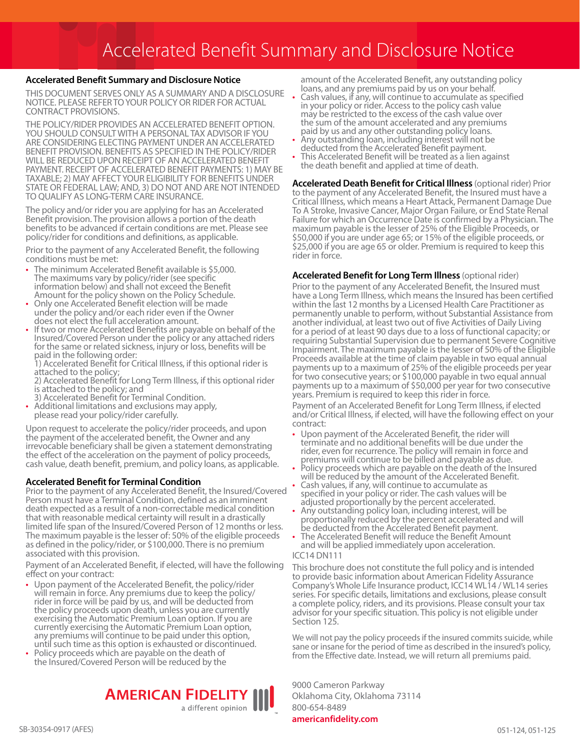# Accelerated Benefit Summary and Disclosure Notice

## Accelerated Benefit Summary and Disclosure Notice

THIS DOCUMENT SERVES ONLY AS A SUMMARY AND A DISCLOSURE NOTICE. PLEASE REFER TO YOUR POLICY OR RIDER FOR ACTUAL CONTRACT PROVISIONS.

THE POLICY/RIDER PROVIDES AN ACCELERATED BENEFIT OPTION. YOU SHOULD CONSULT WITH A PERSONAL TAX ADVISOR IF YOU ARE CONSIDERING ELECTING PAYMENT UNDER AN ACCELERATED BENEFIT PROVISION. BENEFITS AS SPECIFIED IN THE POLICY/RIDER WILL BE REDUCED UPON RECEIPT OF AN ACCELERATED BENEFIT PAYMENT. RECEIPT OF ACCELERATED BENEFIT PAYMENTS: 1) MAY BE TAXABLE; 2) MAY AFFECT YOUR ELIGIBILITY FOR BENEFITS UNDER STATE OR FEDERAL LAW; AND, 3) DO NOT AND ARE NOT INTENDED TO QUALIFY AS LONG-TERM CARE INSURANCE.

The policy and/or rider you are applying for has an Accelerated Benefit provision. The provision allows a portion of the death benefits to be advanced if certain conditions are met. Please see policy/rider for conditions and definitions, as applicable.

Prior to the payment of any Accelerated Benefit, the following conditions must be met:

- The minimum Accelerated Benefit available is $5,000. The maximums vary by policy/rider (see specific information below) and shall not exceed the Benefit Amount for the policy shown on the Policy Schedule.
- Only one Accelerated Benefit election will be made under the policy and/or each rider even if the Owner does not elect the full acceleration amount.
- If two or more Accelerated Benefits are payable on behalf of the Insured/Covered Person under the policy or any attached riders for the same or related sickness, injury or loss, benefits will be paid in the following order:
  1) Accelerated Benefit for Critical Illness, if this optional rider is attached to the policy;
  2) Accelerated Benefit for Long Term Illness, if this optional rider is attached to the policy; and
  3) Accelerated Benefit for Terminal Condition.
- Additional limitations and exclusions may apply, please read your policy/rider carefully.

Upon request to accelerate the policy/rider proceeds, and upon the payment of the accelerated benefit, the Owner and any irrevocable beneficiary shall be given a statement demonstrating the effect of the acceleration on the payment of policy proceeds, cash value, death benefit, premium, and policy loans, as applicable.

### Accelerated Benefit for Terminal Condition

Prior to the payment of any Accelerated Benefit, the Insured/Covered Person must have a Terminal Condition, defined as an imminent death expected as a result of a non-correctable medical condition that with reasonable medical certainty will result in a drastically limited life span of the Insured/Covered Person of 12 months or less. The maximum payable is the lesser of: 50% of the eligible proceeds as defined in the policy/rider, or $100,000. There is no premium associated with this provision.

Payment of an Accelerated Benefit, if elected, will have the following effect on your contract:

- Upon payment of the Accelerated Benefit, the policy/rider will remain in force. Any premiums due to keep the policy/rider in force will be paid by us, and will be deducted from the policy proceeds upon death, unless you are currently exercising the Automatic Premium Loan option. If you are currently exercising the Automatic Premium Loan option, any premiums will continue to be paid under this option, until such time as this option is exhausted or discontinued.
- Policy proceeds which are payable on the death of the Insured/Covered Person will be reduced by the amount of the Accelerated Benefit, any outstanding policy loans, and any premiums paid by us on your behalf.
- Cash values, if any, will continue to accumulate as specified in your policy or rider. Access to the policy cash value may be restricted to the excess of the cash value over the sum of the amount accelerated and any premiums paid by us and any other outstanding policy loans.
- Any outstanding loan, including interest will not be deducted from the Accelerated Benefit payment.
- This Accelerated Benefit will be treated as a lien against the death benefit and applied at time of death.

**Accelerated Death Benefit for Critical Illness** (optional rider) Prior to the payment of any Accelerated Benefit, the Insured must have a Critical Illness, which means a Heart Attack, Permanent Damage Due To A Stroke, Invasive Cancer, Major Organ Failure, or End State Renal Failure for which an Occurrence Date is confirmed by a Physician. The maximum payable is the lesser of 25% of the Eligible Proceeds, or $50,000 if you are under age 65; or 15% of the eligible proceeds, or $25,000 if you are age 65 or older. Premium is required to keep this rider in force.

**Accelerated Benefit for Long Term Illness** (optional rider)
Prior to the payment of any Accelerated Benefit, the Insured must have a Long Term Illness, which means the Insured has been certified within the last 12 months by a Licensed Health Care Practitioner as permanently unable to perform, without Substantial Assistance from another individual, at least two out of five Activities of Daily Living for a period of at least 90 days due to a loss of functional capacity; or requiring Substantial Supervision due to permanent Severe Cognitive Impairment. The maximum payable is the lesser of 50% of the Eligible Proceeds available at the time of claim payable in two equal annual payments up to a maximum of 25% of the eligible proceeds per year for two consecutive years; or $100,000 payable in two equal annual payments up to a maximum of $50,000 per year for two consecutive years. Premium is required to keep this rider in force.

Payment of an Accelerated Benefit for Long Term Illness, if elected and/or Critical Illness, if elected, will have the following effect on your contract:

- Upon payment of the Accelerated Benefit, the rider will terminate and no additional benefits will be due under the rider, even for recurrence. The policy will remain in force and premiums will continue to be billed and payable as due.
- Policy proceeds which are payable on the death of the Insured will be reduced by the amount of the Accelerated Benefit.
- Cash values, if any, will continue to accumulate as specified in your policy or rider. The cash values will be adjusted proportionally by the percent accelerated.
- Any outstanding policy loan, including interest, will be proportionally reduced by the percent accelerated and will be deducted from the Accelerated Benefit payment.
- The Accelerated Benefit will reduce the Benefit Amount and will be applied immediately upon acceleration.

ICC14 DN111

This brochure does not constitute the full policy and is intended to provide basic information about American Fidelity Assurance Company's Whole Life Insurance product, ICC14 WL14 / WL14 series series. For specific details, limitations and exclusions, please consult a complete policy, riders, and its provisions. Please consult your tax advisor for your specific situation. This policy is not eligible under Section 125.

We will not pay the policy proceeds if the insured commits suicide, while sane or insane for the period of time as described in the insured's policy, from the Effective date. Instead, we will return all premiums paid.

AMERICAN FIDELITY
a different opinion

9000 Cameron Parkway
Oklahoma City, Oklahoma 73114
800-654-8489
**americanfidelity.com**

SB-30354-0917 (AFES)

051-124, 051-125